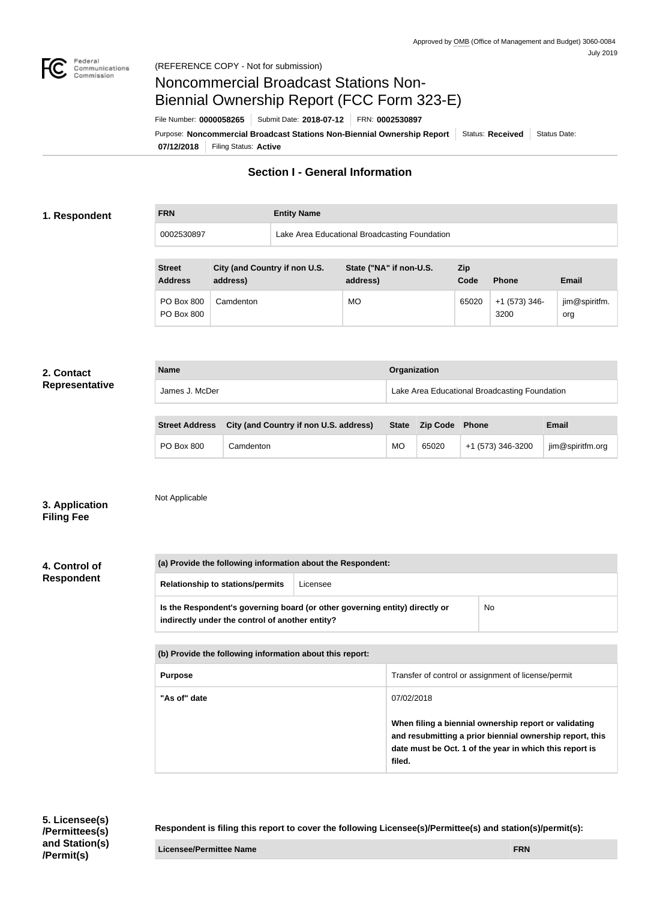Approved by OMB (Office of Management and Budget) 3060-0084
July 2019

Federal Communications Commission

(REFERENCE COPY - Not for submission)

# Noncommercial Broadcast Stations Non-Biennial Ownership Report (FCC Form 323-E)

File Number: **0000058265** | Submit Date: **2018-07-12** | FRN: **0002530897**

Purpose: **Noncommercial Broadcast Stations Non-Biennial Ownership Report** | Status: **Received** | Status Date: **07/12/2018** | Filing Status: **Active**

## Section I - General Information

### 1. Respondent

| FRN | Entity Name |
| --- | --- |
| 0002530897 | Lake Area Educational Broadcasting Foundation |

| Street Address | City (and Country if non U.S. address) | State ("NA" if non-U.S. address) | Zip Code | Phone | Email |
| --- | --- | --- | --- | --- | --- |
| PO Box 800 PO Box 800 | Camdenton | MO | 65020 | +1 (573) 346-3200 | jim@spiritfm.org |

### 2. Contact Representative

| Name | Organization |
| --- | --- |
| James J. McDer | Lake Area Educational Broadcasting Foundation |

| Street Address | City (and Country if non U.S. address) | State | Zip Code | Phone | Email |
| --- | --- | --- | --- | --- | --- |
| PO Box 800 | Camdenton | MO | 65020 | +1 (573) 346-3200 | jim@spiritfm.org |

### 3. Application Filing Fee

Not Applicable

### 4. Control of Respondent

| (a) Provide the following information about the Respondent: | |
| --- | --- |
| Relationship to stations/permits | Licensee |
| Is the Respondent's governing board (or other governing entity) directly or indirectly under the control of another entity? | No |

| (b) Provide the following information about this report: | |
| --- | --- |
| Purpose | Transfer of control or assignment of license/permit |
| "As of" date | 07/02/2018<br><br>**When filing a biennial ownership report or validating and resubmitting a prior biennial ownership report, this date must be Oct. 1 of the year in which this report is filed.** |

### 5. Licensee(s)/Permittees(s) and Station(s)/Permit(s)

**Respondent is filing this report to cover the following Licensee(s)/Permittee(s) and station(s)/permit(s):**

| Licensee/Permittee Name | FRN |
| --- | --- |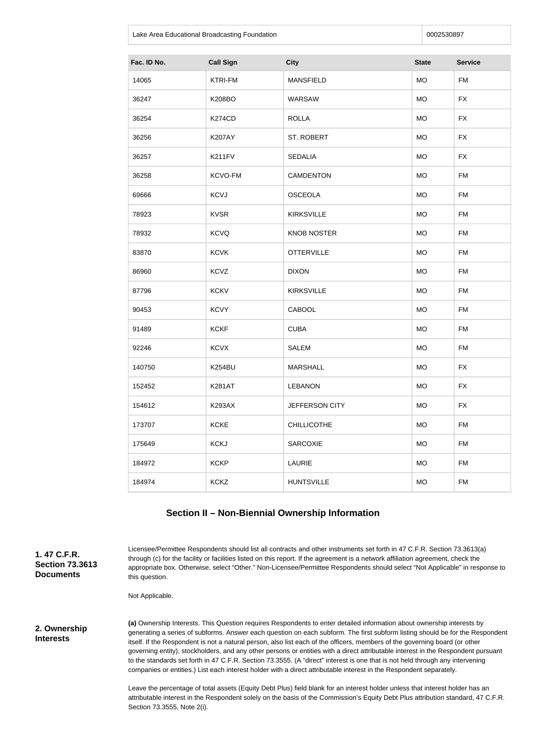| Lake Area Educational Broadcasting Foundation | 0002530897 |
| --- | --- |

| Fac. ID No. | Call Sign | City | State | Service |
| --- | --- | --- | --- | --- |
| 14065 | KTRI-FM | MANSFIELD | MO | FM |
| 36247 | K208BO | WARSAW | MO | FX |
| 36254 | K274CD | ROLLA | MO | FX |
| 36256 | K207AY | ST. ROBERT | MO | FX |
| 36257 | K211FV | SEDALIA | MO | FX |
| 36258 | KCVO-FM | CAMDENTON | MO | FM |
| 69666 | KCVJ | OSCEOLA | MO | FM |
| 78923 | KVSR | KIRKSVILLE | MO | FM |
| 78932 | KCVQ | KNOB NOSTER | MO | FM |
| 83870 | KCVK | OTTERVILLE | MO | FM |
| 86960 | KCVZ | DIXON | MO | FM |
| 87796 | KCKV | KIRKSVILLE | MO | FM |
| 90453 | KCVY | CABOOL | MO | FM |
| 91489 | KCKF | CUBA | MO | FM |
| 92246 | KCVX | SALEM | MO | FM |
| 140750 | K254BU | MARSHALL | MO | FX |
| 152452 | K281AT | LEBANON | MO | FX |
| 154612 | K293AX | JEFFERSON CITY | MO | FX |
| 173707 | KCKE | CHILLICOTHE | MO | FM |
| 175649 | KCKJ | SARCOXIE | MO | FM |
| 184972 | KCKP | LAURIE | MO | FM |
| 184974 | KCKZ | HUNTSVILLE | MO | FM |

## Section II – Non-Biennial Ownership Information

**1. 47 C.F.R. Section 73.3613 Documents**

Licensee/Permittee Respondents should list all contracts and other instruments set forth in 47 C.F.R. Section 73.3613(a) through (c) for the facility or facilities listed on this report. If the agreement is a network affiliation agreement, check the appropriate box. Otherwise, select "Other." Non-Licensee/Permittee Respondents should select "Not Applicable" in response to this question.

Not Applicable.

**2. Ownership Interests**

**(a)** Ownership Interests. This Question requires Respondents to enter detailed information about ownership interests by generating a series of subforms. Answer each question on each subform. The first subform listing should be for the Respondent itself. If the Respondent is not a natural person, also list each of the officers, members of the governing board (or other governing entity), stockholders, and any other persons or entities with a direct attributable interest in the Respondent pursuant to the standards set forth in 47 C.F.R. Section 73.3555. (A "direct" interest is one that is not held through any intervening companies or entities.) List each interest holder with a direct attributable interest in the Respondent separately.

Leave the percentage of total assets (Equity Debt Plus) field blank for an interest holder unless that interest holder has an attributable interest in the Respondent solely on the basis of the Commission's Equity Debt Plus attribution standard, 47 C.F.R. Section 73.3555, Note 2(i).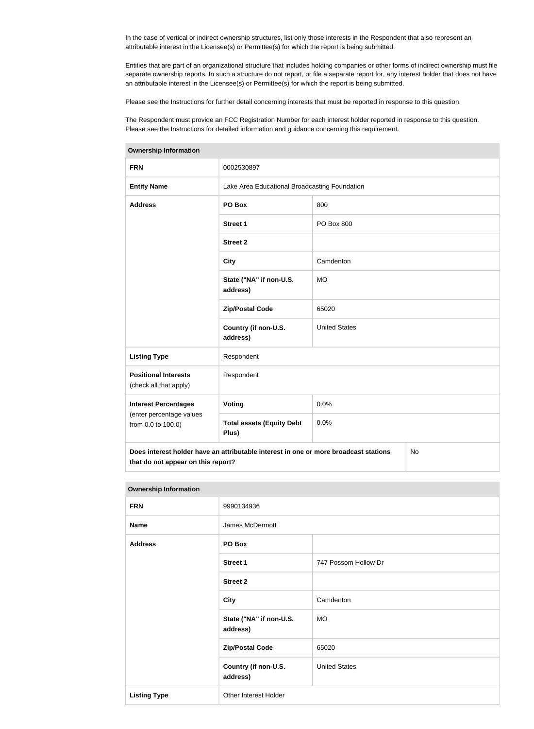In the case of vertical or indirect ownership structures, list only those interests in the Respondent that also represent an attributable interest in the Licensee(s) or Permittee(s) for which the report is being submitted.

Entities that are part of an organizational structure that includes holding companies or other forms of indirect ownership must file separate ownership reports. In such a structure do not report, or file a separate report for, any interest holder that does not have an attributable interest in the Licensee(s) or Permittee(s) for which the report is being submitted.

Please see the Instructions for further detail concerning interests that must be reported in response to this question.

The Respondent must provide an FCC Registration Number for each interest holder reported in response to this question. Please see the Instructions for detailed information and guidance concerning this requirement.

| Ownership Information | | |
|---|---|---|
| **FRN** | 0002530897 | |
| **Entity Name** | Lake Area Educational Broadcasting Foundation | |
| **Address** | **PO Box** | 800 |
| | **Street 1** | PO Box 800 |
| | **Street 2** | |
| | **City** | Camdenton |
| | **State ("NA" if non-U.S. address)** | MO |
| | **Zip/Postal Code** | 65020 |
| | **Country (if non-U.S. address)** | United States |
| **Listing Type** | Respondent | |
| **Positional Interests** (check all that apply) | Respondent | |
| **Interest Percentages** (enter percentage values from 0.0 to 100.0) | **Voting** | 0.0% |
| | **Total assets (Equity Debt Plus)** | 0.0% |
| **Does interest holder have an attributable interest in one or more broadcast stations that do not appear on this report?** | | No |

| Ownership Information | | |
|---|---|---|
| **FRN** | 9990134936 | |
| **Name** | James McDermott | |
| **Address** | **PO Box** | |
| | **Street 1** | 747 Possom Hollow Dr |
| | **Street 2** | |
| | **City** | Camdenton |
| | **State ("NA" if non-U.S. address)** | MO |
| | **Zip/Postal Code** | 65020 |
| | **Country (if non-U.S. address)** | United States |
| **Listing Type** | Other Interest Holder | |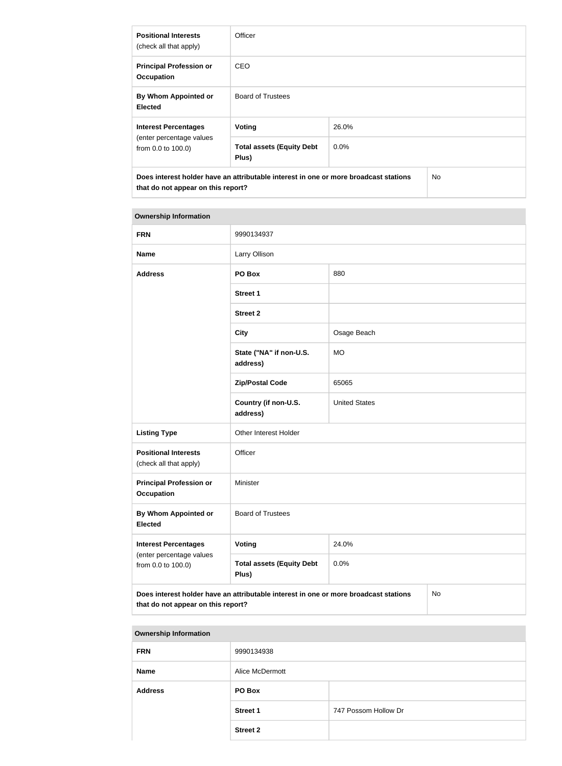| | | |
|---|---|---|
| **Positional Interests** (check all that apply) | Officer | |
| **Principal Profession or Occupation** | CEO | |
| **By Whom Appointed or Elected** | Board of Trustees | |
| **Interest Percentages** (enter percentage values from 0.0 to 100.0) | **Voting** | 26.0% |
| | **Total assets (Equity Debt Plus)** | 0.0% |
| **Does interest holder have an attributable interest in one or more broadcast stations that do not appear on this report?** | | No |

| **Ownership Information** | | |
|---|---|---|
| **FRN** | 9990134937 | |
| **Name** | Larry Ollison | |
| **Address** | **PO Box** | 880 |
| | **Street 1** | |
| | **Street 2** | |
| | **City** | Osage Beach |
| | **State ("NA" if non-U.S. address)** | MO |
| | **Zip/Postal Code** | 65065 |
| | **Country (if non-U.S. address)** | United States |
| **Listing Type** | Other Interest Holder | |
| **Positional Interests** (check all that apply) | Officer | |
| **Principal Profession or Occupation** | Minister | |
| **By Whom Appointed or Elected** | Board of Trustees | |
| **Interest Percentages** (enter percentage values from 0.0 to 100.0) | **Voting** | 24.0% |
| | **Total assets (Equity Debt Plus)** | 0.0% |
| **Does interest holder have an attributable interest in one or more broadcast stations that do not appear on this report?** | | No |

| **Ownership Information** | | |
|---|---|---|
| **FRN** | 9990134938 | |
| **Name** | Alice McDermott | |
| **Address** | **PO Box** | |
| | **Street 1** | 747 Possom Hollow Dr |
| | **Street 2** | |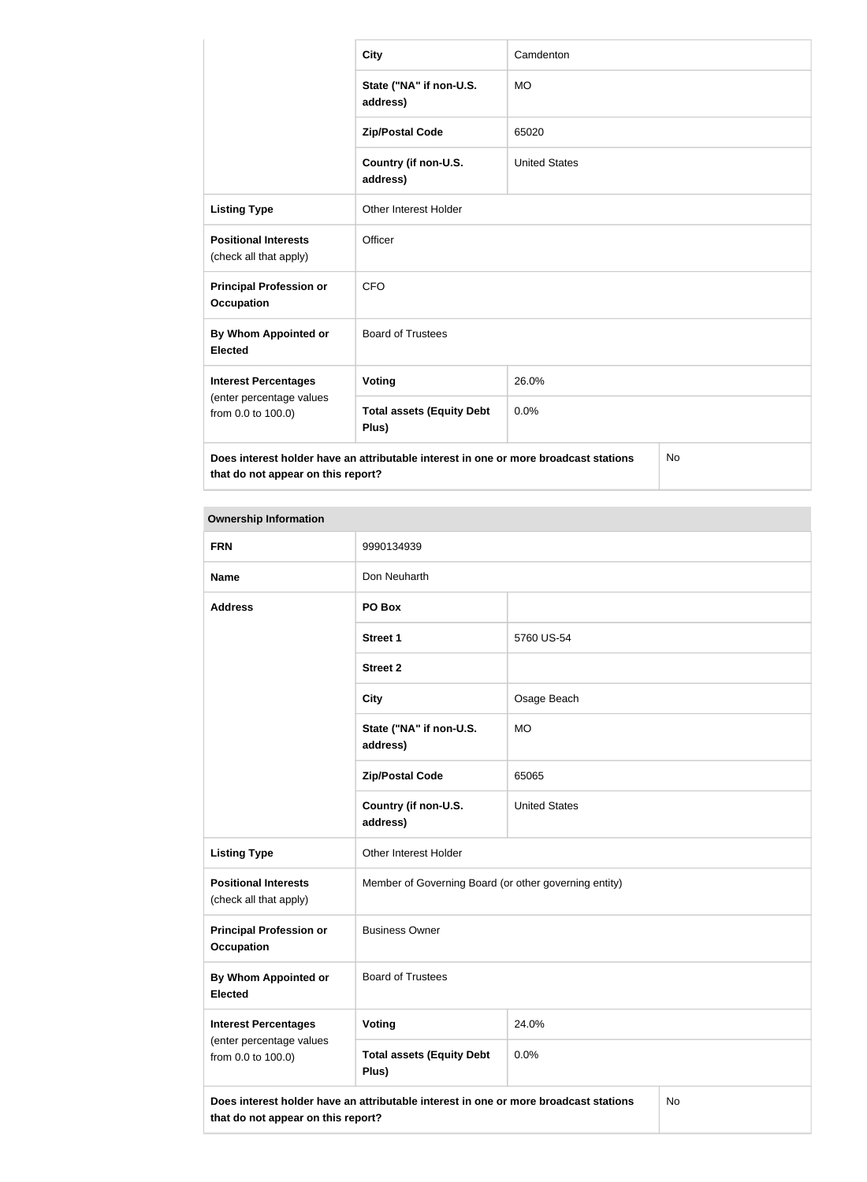| | | |
|---|---|---|
| | **City** | Camdenton |
| | **State ("NA" if non-U.S. address)** | MO |
| | **Zip/Postal Code** | 65020 |
| | **Country (if non-U.S. address)** | United States |
| **Listing Type** | Other Interest Holder | |
| **Positional Interests** (check all that apply) | Officer | |
| **Principal Profession or Occupation** | CFO | |
| **By Whom Appointed or Elected** | Board of Trustees | |
| **Interest Percentages** (enter percentage values from 0.0 to 100.0) | **Voting** | 26.0% |
| | **Total assets (Equity Debt Plus)** | 0.0% |
| **Does interest holder have an attributable interest in one or more broadcast stations that do not appear on this report?** | | No |

| **Ownership Information** | | |
|---|---|---|
| **FRN** | 9990134939 | |
| **Name** | Don Neuharth | |
| **Address** | **PO Box** | |
| | **Street 1** | 5760 US-54 |
| | **Street 2** | |
| | **City** | Osage Beach |
| | **State ("NA" if non-U.S. address)** | MO |
| | **Zip/Postal Code** | 65065 |
| | **Country (if non-U.S. address)** | United States |
| **Listing Type** | Other Interest Holder | |
| **Positional Interests** (check all that apply) | Member of Governing Board (or other governing entity) | |
| **Principal Profession or Occupation** | Business Owner | |
| **By Whom Appointed or Elected** | Board of Trustees | |
| **Interest Percentages** (enter percentage values from 0.0 to 100.0) | **Voting** | 24.0% |
| | **Total assets (Equity Debt Plus)** | 0.0% |
| **Does interest holder have an attributable interest in one or more broadcast stations that do not appear on this report?** | | No |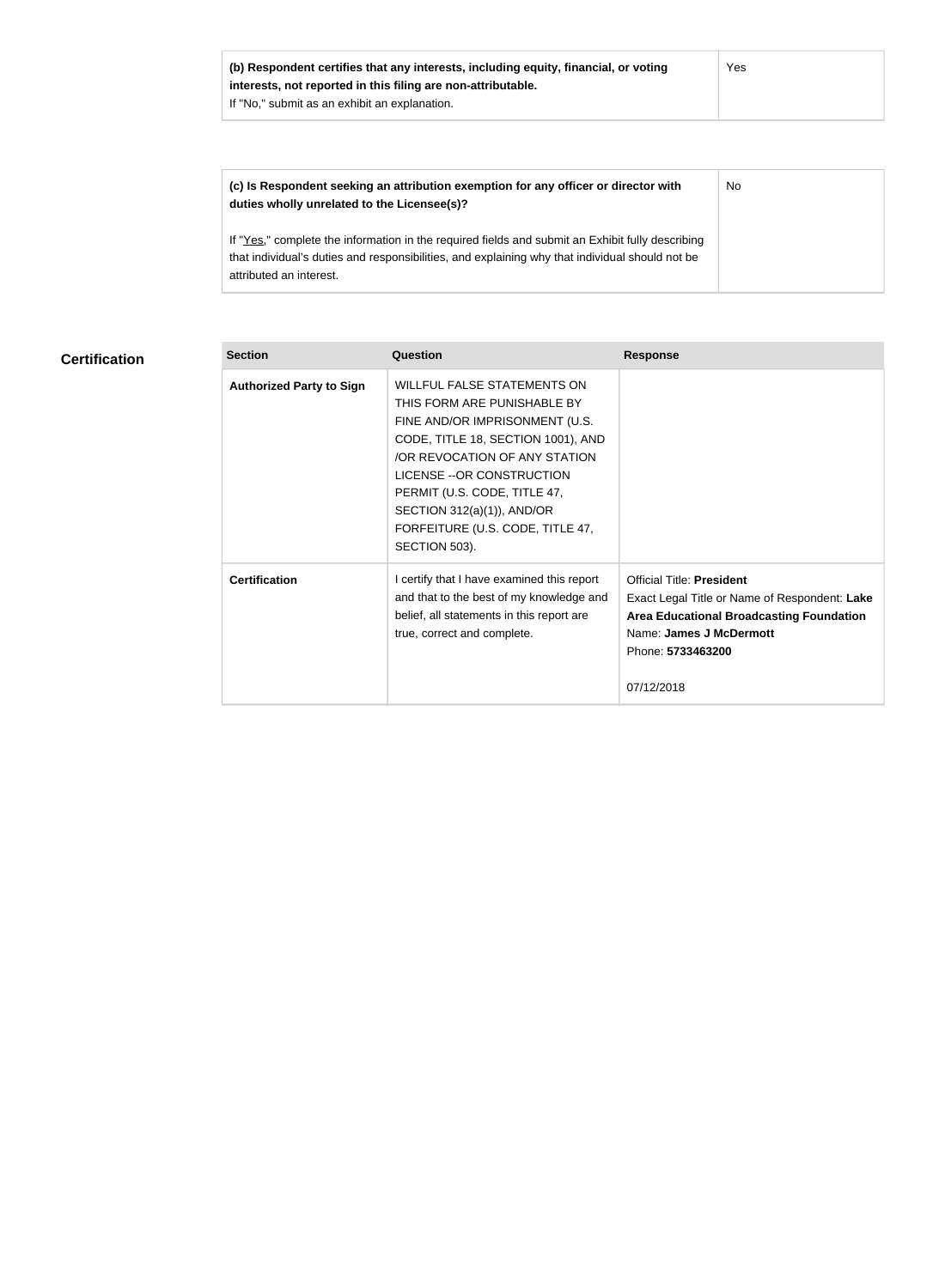| | |
|---|---|
| **(b) Respondent certifies that any interests, including equity, financial, or voting interests, not reported in this filing are non-attributable.**<br>If "No," submit as an exhibit an explanation. | Yes |

| | |
|---|---|
| **(c) Is Respondent seeking an attribution exemption for any officer or director with duties wholly unrelated to the Licensee(s)?**<br><br>If "Yes," complete the information in the required fields and submit an Exhibit fully describing that individual's duties and responsibilities, and explaining why that individual should not be attributed an interest. | No |

## Certification

| Section | Question | Response |
|---|---|---|
| **Authorized Party to Sign** | WILLFUL FALSE STATEMENTS ON THIS FORM ARE PUNISHABLE BY FINE AND/OR IMPRISONMENT (U.S. CODE, TITLE 18, SECTION 1001), AND /OR REVOCATION OF ANY STATION LICENSE --OR CONSTRUCTION PERMIT (U.S. CODE, TITLE 47, SECTION 312(a)(1)), AND/OR FORFEITURE (U.S. CODE, TITLE 47, SECTION 503). | |
| **Certification** | I certify that I have examined this report and that to the best of my knowledge and belief, all statements in this report are true, correct and complete. | Official Title: **President**<br>Exact Legal Title or Name of Respondent: **Lake Area Educational Broadcasting Foundation**<br>Name: **James J McDermott**<br>Phone: **5733463200**<br><br>07/12/2018 |